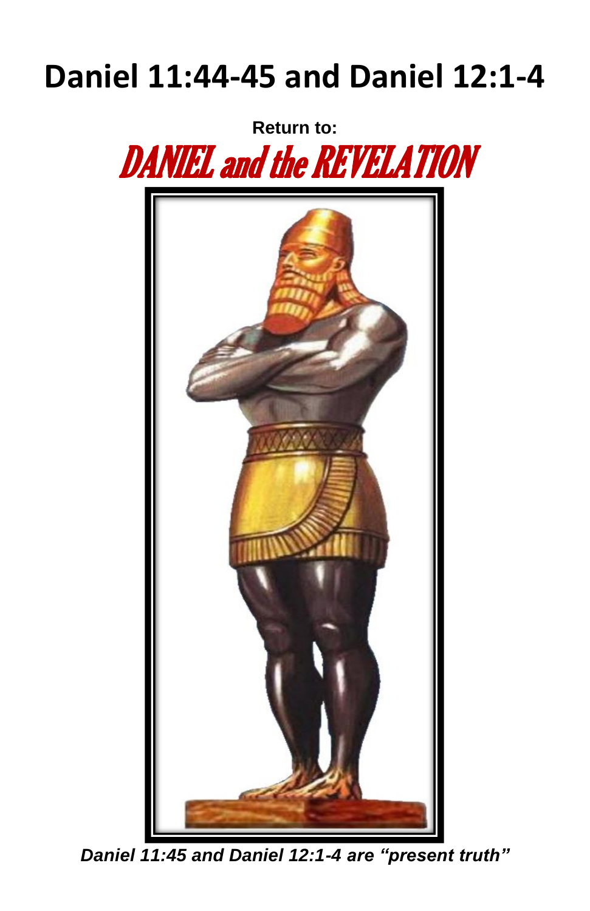# Daniel 11:44-45 and Daniel 12:1-4

**Return to:**

## DANIEL and the REVELATION

***Daniel 11:45 and Daniel 12:1-4 are "present truth"***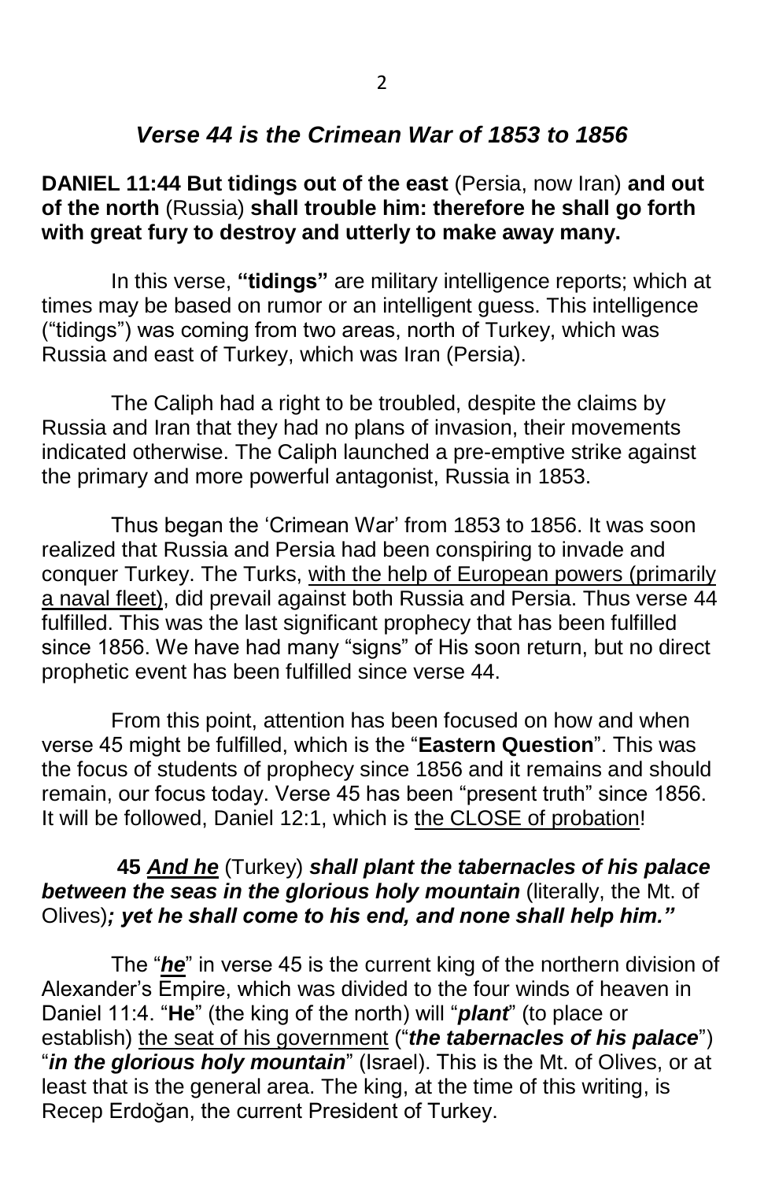## *Verse 44 is the Crimean War of 1853 to 1856*

**DANIEL 11:44 But tidings out of the east** (Persia, now Iran) **and out of the north** (Russia) **shall trouble him: therefore he shall go forth with great fury to destroy and utterly to make away many.**

In this verse, **"tidings"** are military intelligence reports; which at times may be based on rumor or an intelligent guess. This intelligence ("tidings") was coming from two areas, north of Turkey, which was Russia and east of Turkey, which was Iran (Persia).

The Caliph had a right to be troubled, despite the claims by Russia and Iran that they had no plans of invasion, their movements indicated otherwise. The Caliph launched a pre-emptive strike against the primary and more powerful antagonist, Russia in 1853.

Thus began the 'Crimean War' from 1853 to 1856. It was soon realized that Russia and Persia had been conspiring to invade and conquer Turkey. The Turks, <u>with the help of European powers (primarily a naval fleet)</u>, did prevail against both Russia and Persia. Thus verse 44 fulfilled. This was the last significant prophecy that has been fulfilled since 1856. We have had many "signs" of His soon return, but no direct prophetic event has been fulfilled since verse 44.

From this point, attention has been focused on how and when verse 45 might be fulfilled, which is the "**Eastern Question**". This was the focus of students of prophecy since 1856 and it remains and should remain, our focus today. Verse 45 has been "present truth" since 1856. It will be followed, Daniel 12:1, which is <u>the CLOSE of probation</u>!

**45** ***<u>And he</u>*** (Turkey) ***shall plant the tabernacles of his palace between the seas in the glorious holy mountain*** (literally, the Mt. of Olives)***; yet he shall come to his end, and none shall help him."***

The "***<u>he</u>***" in verse 45 is the current king of the northern division of Alexander's Empire, which was divided to the four winds of heaven in Daniel 11:4. "**He**" (the king of the north) will "***plant***" (to place or establish) <u>the seat of his government</u> ("***the tabernacles of his palace***") "***in the glorious holy mountain***" (Israel). This is the Mt. of Olives, or at least that is the general area. The king, at the time of this writing, is Recep Erdoğan, the current President of Turkey.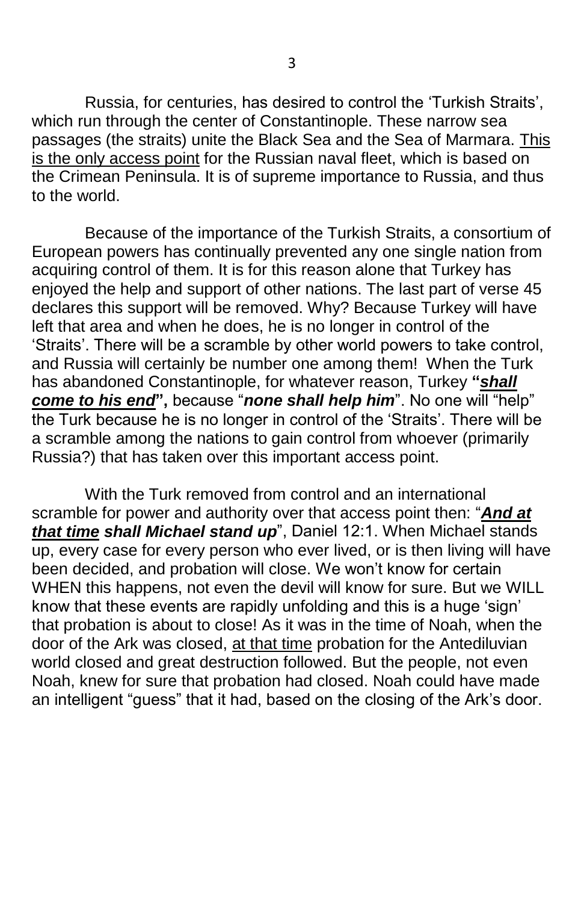Russia, for centuries, has desired to control the ‘Turkish Straits’, which run through the center of Constantinople. These narrow sea passages (the straits) unite the Black Sea and the Sea of Marmara. <u>This is the only access point</u> for the Russian naval fleet, which is based on the Crimean Peninsula. It is of supreme importance to Russia, and thus to the world.

Because of the importance of the Turkish Straits, a consortium of European powers has continually prevented any one single nation from acquiring control of them. It is for this reason alone that Turkey has enjoyed the help and support of other nations. The last part of verse 45 declares this support will be removed. Why? Because Turkey will have left that area and when he does, he is no longer in control of the ‘Straits’. There will be a scramble by other world powers to take control, and Russia will certainly be number one among them! When the Turk has abandoned Constantinople, for whatever reason, Turkey **“*<u>shall come to his end</u>*”,** because “***none shall help him***”. No one will “help” the Turk because he is no longer in control of the ‘Straits’. There will be a scramble among the nations to gain control from whoever (primarily Russia?) that has taken over this important access point.

With the Turk removed from control and an international scramble for power and authority over that access point then: “***<u>And at that time</u> shall Michael stand up***”, Daniel 12:1. When Michael stands up, every case for every person who ever lived, or is then living will have been decided, and probation will close. We won’t know for certain WHEN this happens, not even the devil will know for sure. But we WILL know that these events are rapidly unfolding and this is a huge ‘sign’ that probation is about to close! As it was in the time of Noah, when the door of the Ark was closed, <u>at that time</u> probation for the Antediluvian world closed and great destruction followed. But the people, not even Noah, knew for sure that probation had closed. Noah could have made an intelligent “guess” that it had, based on the closing of the Ark’s door.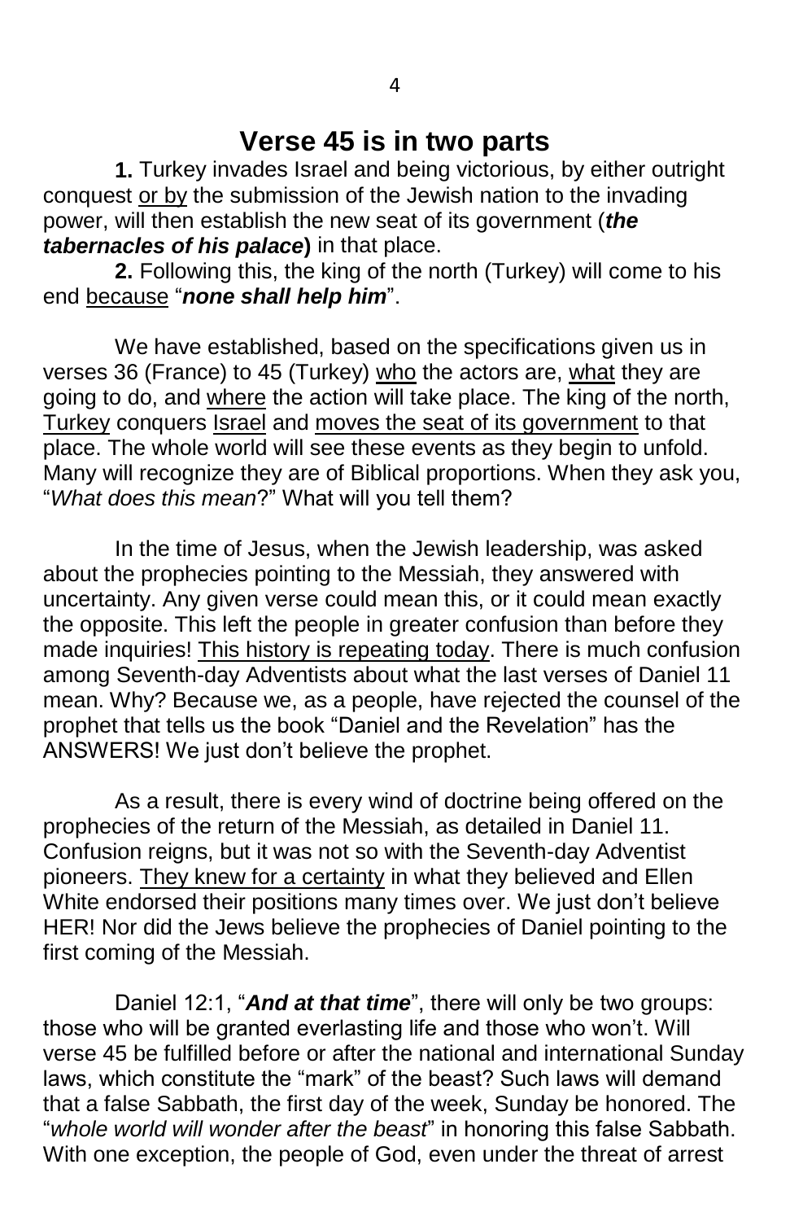# Verse 45 is in two parts

**1.** Turkey invades Israel and being victorious, by either outright conquest or by the submission of the Jewish nation to the invading power, will then establish the new seat of its government (***the tabernacles of his palace***) in that place.

**2.** Following this, the king of the north (Turkey) will come to his end because "***none shall help him***".

We have established, based on the specifications given us in verses 36 (France) to 45 (Turkey) who the actors are, what they are going to do, and where the action will take place. The king of the north, Turkey conquers Israel and moves the seat of its government to that place. The whole world will see these events as they begin to unfold. Many will recognize they are of Biblical proportions. When they ask you, "*What does this mean*?" What will you tell them?

In the time of Jesus, when the Jewish leadership, was asked about the prophecies pointing to the Messiah, they answered with uncertainty. Any given verse could mean this, or it could mean exactly the opposite. This left the people in greater confusion than before they made inquiries! This history is repeating today. There is much confusion among Seventh-day Adventists about what the last verses of Daniel 11 mean. Why? Because we, as a people, have rejected the counsel of the prophet that tells us the book "Daniel and the Revelation" has the ANSWERS! We just don't believe the prophet.

As a result, there is every wind of doctrine being offered on the prophecies of the return of the Messiah, as detailed in Daniel 11. Confusion reigns, but it was not so with the Seventh-day Adventist pioneers. They knew for a certainty in what they believed and Ellen White endorsed their positions many times over. We just don't believe HER! Nor did the Jews believe the prophecies of Daniel pointing to the first coming of the Messiah.

Daniel 12:1, "***And at that time***", there will only be two groups: those who will be granted everlasting life and those who won't. Will verse 45 be fulfilled before or after the national and international Sunday laws, which constitute the "mark" of the beast? Such laws will demand that a false Sabbath, the first day of the week, Sunday be honored. The "*whole world will wonder after the beast*" in honoring this false Sabbath. With one exception, the people of God, even under the threat of arrest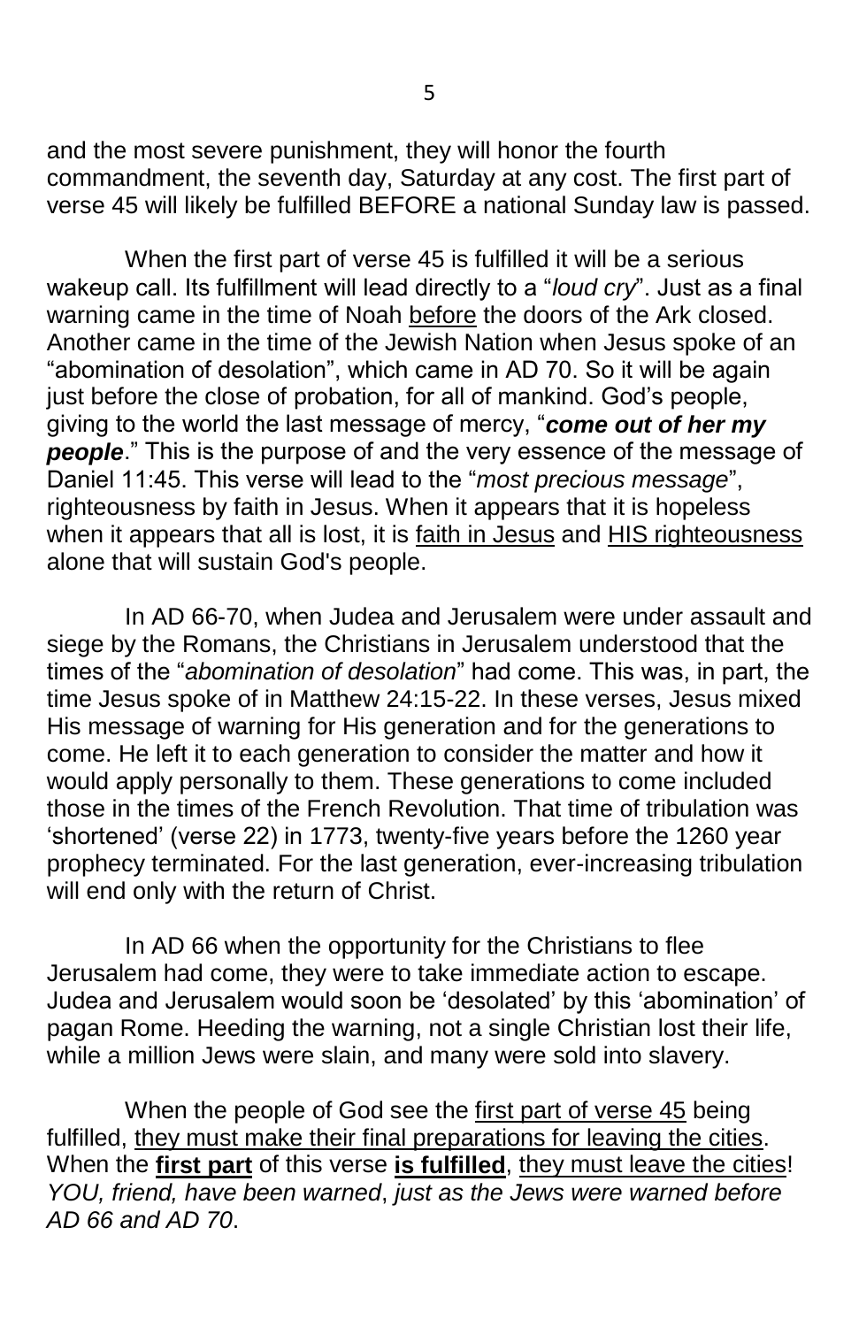and the most severe punishment, they will honor the fourth commandment, the seventh day, Saturday at any cost. The first part of verse 45 will likely be fulfilled BEFORE a national Sunday law is passed.

When the first part of verse 45 is fulfilled it will be a serious wakeup call. Its fulfillment will lead directly to a "*loud cry*". Just as a final warning came in the time of Noah <u>before</u> the doors of the Ark closed. Another came in the time of the Jewish Nation when Jesus spoke of an "abomination of desolation", which came in AD 70. So it will be again just before the close of probation, for all of mankind. God's people, giving to the world the last message of mercy, "***come out of her my people***." This is the purpose of and the very essence of the message of Daniel 11:45. This verse will lead to the "*most precious message*", righteousness by faith in Jesus. When it appears that it is hopeless when it appears that all is lost, it is <u>faith in Jesus</u> and <u>HIS righteousness</u> alone that will sustain God's people.

In AD 66-70, when Judea and Jerusalem were under assault and siege by the Romans, the Christians in Jerusalem understood that the times of the "*abomination of desolation*" had come. This was, in part, the time Jesus spoke of in Matthew 24:15-22. In these verses, Jesus mixed His message of warning for His generation and for the generations to come. He left it to each generation to consider the matter and how it would apply personally to them. These generations to come included those in the times of the French Revolution. That time of tribulation was 'shortened' (verse 22) in 1773, twenty-five years before the 1260 year prophecy terminated. For the last generation, ever-increasing tribulation will end only with the return of Christ.

In AD 66 when the opportunity for the Christians to flee Jerusalem had come, they were to take immediate action to escape. Judea and Jerusalem would soon be 'desolated' by this 'abomination' of pagan Rome. Heeding the warning, not a single Christian lost their life, while a million Jews were slain, and many were sold into slavery.

When the people of God see the <u>first part of verse 45</u> being fulfilled, <u>they must make their final preparations for leaving the cities</u>. When the <u>**first part**</u> of this verse <u>**is fulfilled**</u>, <u>they must leave the cities</u>! *YOU, friend, have been warned*, *just as the Jews were warned before AD 66 and AD 70*.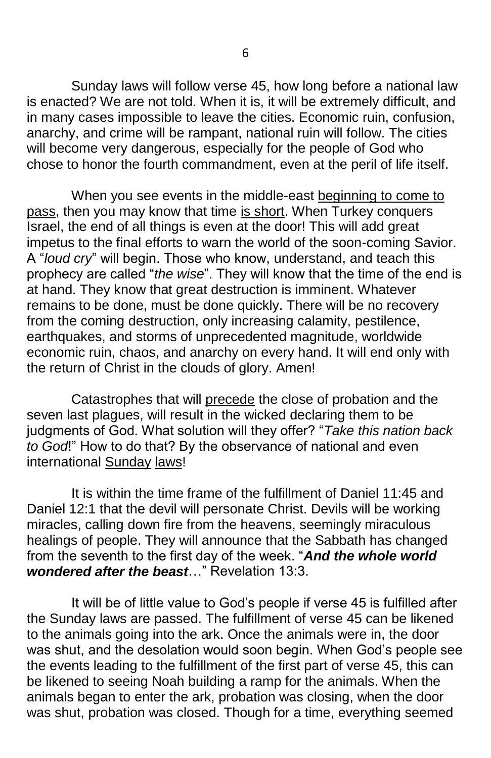Sunday laws will follow verse 45, how long before a national law is enacted? We are not told. When it is, it will be extremely difficult, and in many cases impossible to leave the cities. Economic ruin, confusion, anarchy, and crime will be rampant, national ruin will follow. The cities will become very dangerous, especially for the people of God who chose to honor the fourth commandment, even at the peril of life itself.

When you see events in the middle-east <u>beginning to come to pass</u>, then you may know that time <u>is short</u>. When Turkey conquers Israel, the end of all things is even at the door! This will add great impetus to the final efforts to warn the world of the soon-coming Savior. A "*loud cry*" will begin. Those who know, understand, and teach this prophecy are called "*the wise*". They will know that the time of the end is at hand. They know that great destruction is imminent. Whatever remains to be done, must be done quickly. There will be no recovery from the coming destruction, only increasing calamity, pestilence, earthquakes, and storms of unprecedented magnitude, worldwide economic ruin, chaos, and anarchy on every hand. It will end only with the return of Christ in the clouds of glory. Amen!

Catastrophes that will <u>precede</u> the close of probation and the seven last plagues, will result in the wicked declaring them to be judgments of God. What solution will they offer? "*Take this nation back to God*!" How to do that? By the observance of national and even international <u>Sunday</u> <u>laws</u>!

It is within the time frame of the fulfillment of Daniel 11:45 and Daniel 12:1 that the devil will personate Christ. Devils will be working miracles, calling down fire from the heavens, seemingly miraculous healings of people. They will announce that the Sabbath has changed from the seventh to the first day of the week. "***And the whole world wondered after the beast***…" Revelation 13:3.

It will be of little value to God's people if verse 45 is fulfilled after the Sunday laws are passed. The fulfillment of verse 45 can be likened to the animals going into the ark. Once the animals were in, the door was shut, and the desolation would soon begin. When God's people see the events leading to the fulfillment of the first part of verse 45, this can be likened to seeing Noah building a ramp for the animals. When the animals began to enter the ark, probation was closing, when the door was shut, probation was closed. Though for a time, everything seemed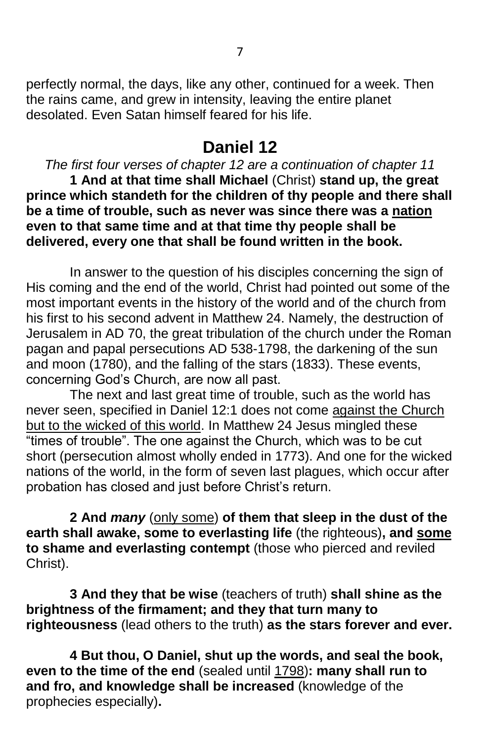perfectly normal, the days, like any other, continued for a week. Then the rains came, and grew in intensity, leaving the entire planet desolated. Even Satan himself feared for his life.

## Daniel 12

*The first four verses of chapter 12 are a continuation of chapter 11*

**1 And at that time shall Michael** (Christ) **stand up, the great prince which standeth for the children of thy people and there shall be a time of trouble, such as never was since there was a <u>nation</u> even to that same time and at that time thy people shall be delivered, every one that shall be found written in the book.**

In answer to the question of his disciples concerning the sign of His coming and the end of the world, Christ had pointed out some of the most important events in the history of the world and of the church from his first to his second advent in Matthew 24. Namely, the destruction of Jerusalem in AD 70, the great tribulation of the church under the Roman pagan and papal persecutions AD 538-1798, the darkening of the sun and moon (1780), and the falling of the stars (1833). These events, concerning God's Church, are now all past.

The next and last great time of trouble, such as the world has never seen, specified in Daniel 12:1 does not come <u>against the Church but to the wicked of this world</u>. In Matthew 24 Jesus mingled these "times of trouble". The one against the Church, which was to be cut short (persecution almost wholly ended in 1773). And one for the wicked nations of the world, in the form of seven last plagues, which occur after probation has closed and just before Christ's return.

**2 And *many*** (<u>only some</u>) **of them that sleep in the dust of the earth shall awake, some to everlasting life** (the righteous)**, and <u>some</u> to shame and everlasting contempt** (those who pierced and reviled Christ).

**3 And they that be wise** (teachers of truth) **shall shine as the brightness of the firmament; and they that turn many to righteousness** (lead others to the truth) **as the stars forever and ever.**

**4 But thou, O Daniel, shut up the words, and seal the book, even to the time of the end** (sealed until <u>1798</u>)**: many shall run to and fro, and knowledge shall be increased** (knowledge of the prophecies especially)**.**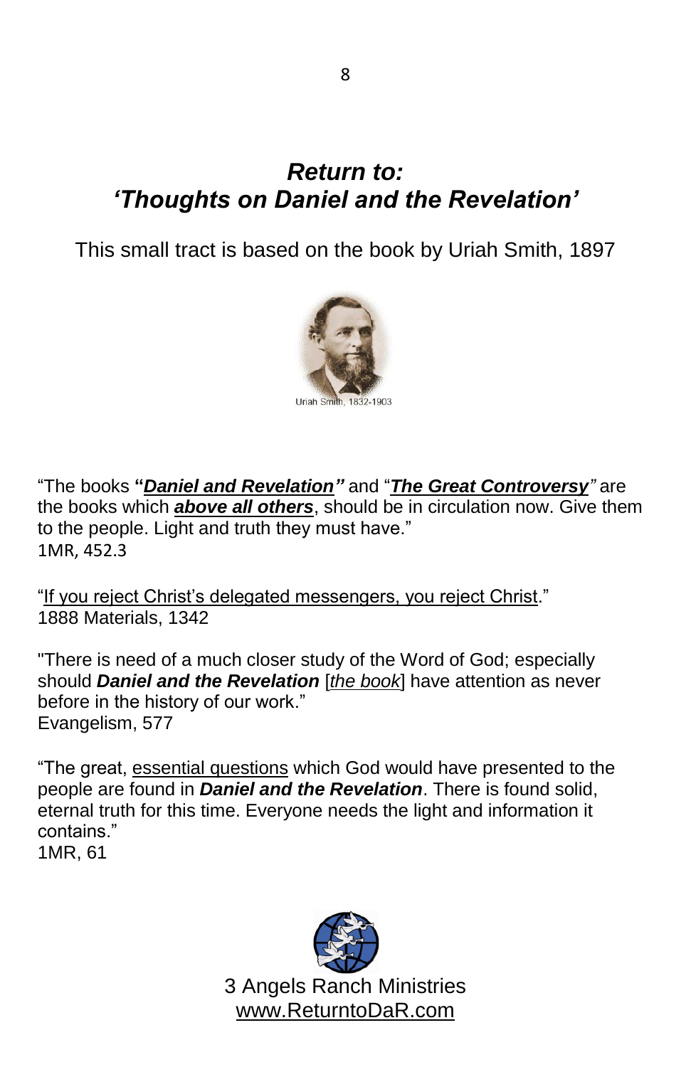# *Return to: 'Thoughts on Daniel and the Revelation'*

This small tract is based on the book by Uriah Smith, 1897

Uriah Smith, 1832-1903

"The books ***"Daniel and Revelation"*** and "***The Great Controversy***" are the books which ***above all others***, should be in circulation now. Give them to the people. Light and truth they must have."
1MR, 452.3

"If you reject Christ's delegated messengers, you reject Christ."
1888 Materials, 1342

"There is need of a much closer study of the Word of God; especially should ***Daniel and the Revelation*** [*the book*] have attention as never before in the history of our work."
Evangelism, 577

"The great, essential questions which God would have presented to the people are found in ***Daniel and the Revelation***. There is found solid, eternal truth for this time. Everyone needs the light and information it contains."
1MR, 61

3 Angels Ranch Ministries
www.ReturntoDaR.com